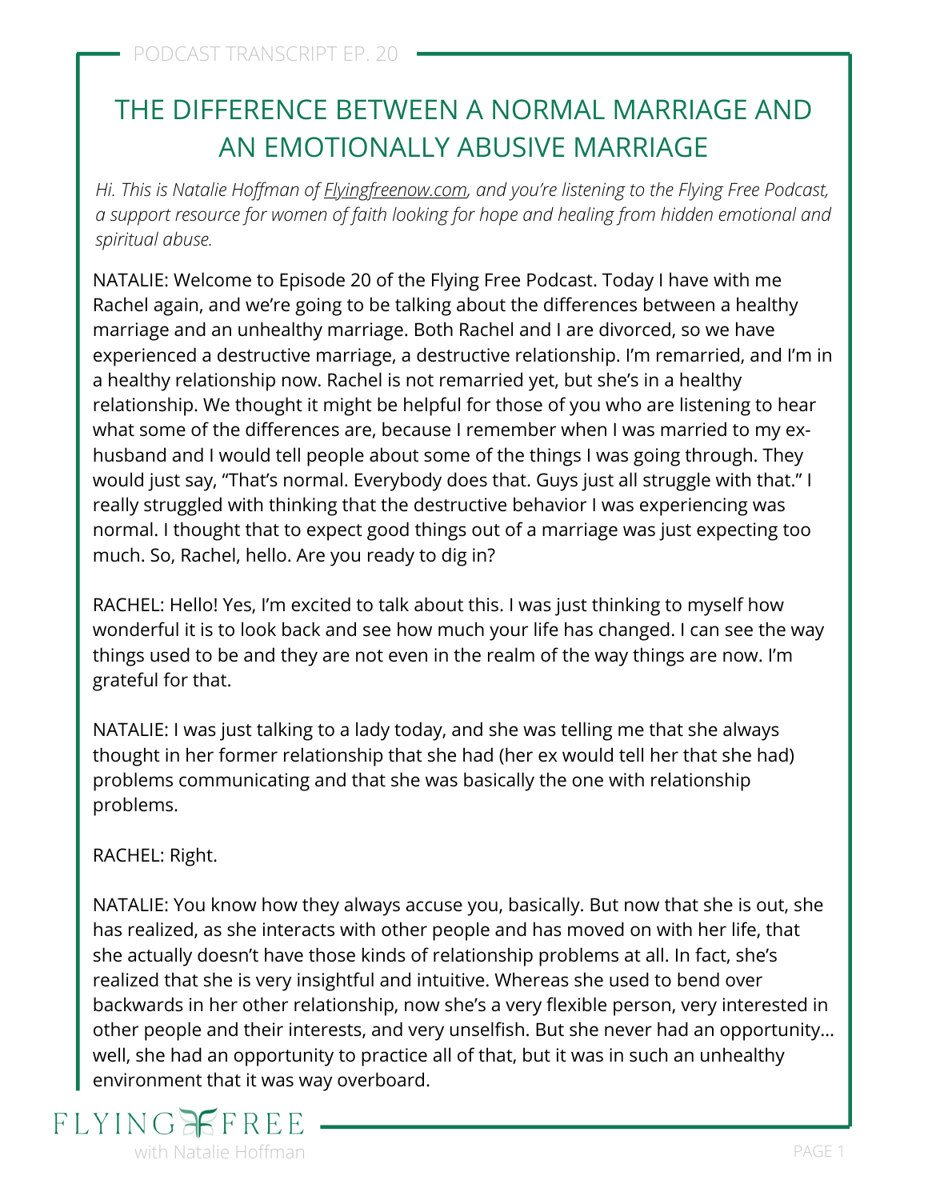# THE DIFFERENCE BETWEEN A NORMAL MARRIAGE AND AN EMOTIONALLY ABUSIVE MARRIAGE

*Hi. This is Natalie Hoffman of Flyingfreenow.com, and you're listening to the Flying Free Podcast, a support resource for women of faith looking for hope and healing from hidden emotional and spiritual abuse.*

NATALIE: Welcome to Episode 20 of the Flying Free Podcast. Today I have with me Rachel again, and we're going to be talking about the differences between a healthy marriage and an unhealthy marriage. Both Rachel and I are divorced, so we have experienced a destructive marriage, a destructive relationship. I'm remarried, and I'm in a healthy relationship now. Rachel is not remarried yet, but she's in a healthy relationship. We thought it might be helpful for those of you who are listening to hear what some of the differences are, because I remember when I was married to my ex-husband and I would tell people about some of the things I was going through. They would just say, "That's normal. Everybody does that. Guys just all struggle with that." I really struggled with thinking that the destructive behavior I was experiencing was normal. I thought that to expect good things out of a marriage was just expecting too much. So, Rachel, hello. Are you ready to dig in?

RACHEL: Hello! Yes, I'm excited to talk about this. I was just thinking to myself how wonderful it is to look back and see how much your life has changed. I can see the way things used to be and they are not even in the realm of the way things are now. I'm grateful for that.

NATALIE: I was just talking to a lady today, and she was telling me that she always thought in her former relationship that she had (her ex would tell her that she had) problems communicating and that she was basically the one with relationship problems.

RACHEL: Right.

NATALIE: You know how they always accuse you, basically. But now that she is out, she has realized, as she interacts with other people and has moved on with her life, that she actually doesn't have those kinds of relationship problems at all. In fact, she's realized that she is very insightful and intuitive. Whereas she used to bend over backwards in her other relationship, now she's a very flexible person, very interested in other people and their interests, and very unselfish. But she never had an opportunity... well, she had an opportunity to practice all of that, but it was in such an unhealthy environment that it was way overboard.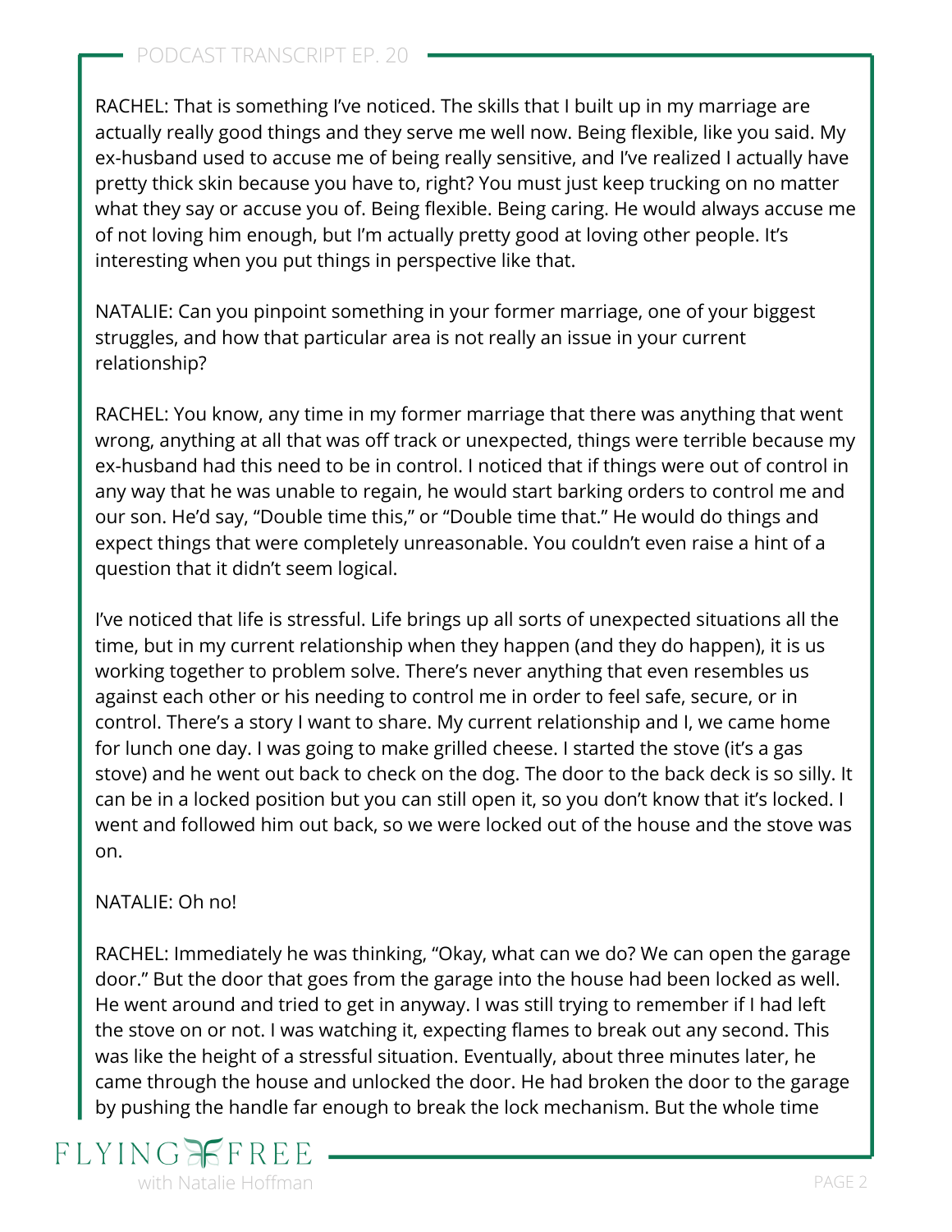RACHEL: That is something I've noticed. The skills that I built up in my marriage are actually really good things and they serve me well now. Being flexible, like you said. My ex-husband used to accuse me of being really sensitive, and I've realized I actually have pretty thick skin because you have to, right? You must just keep trucking on no matter what they say or accuse you of. Being flexible. Being caring. He would always accuse me of not loving him enough, but I'm actually pretty good at loving other people. It's interesting when you put things in perspective like that.

NATALIE: Can you pinpoint something in your former marriage, one of your biggest struggles, and how that particular area is not really an issue in your current relationship?

RACHEL: You know, any time in my former marriage that there was anything that went wrong, anything at all that was off track or unexpected, things were terrible because my ex-husband had this need to be in control. I noticed that if things were out of control in any way that he was unable to regain, he would start barking orders to control me and our son. He'd say, "Double time this," or "Double time that." He would do things and expect things that were completely unreasonable. You couldn't even raise a hint of a question that it didn't seem logical.

I've noticed that life is stressful. Life brings up all sorts of unexpected situations all the time, but in my current relationship when they happen (and they do happen), it is us working together to problem solve. There's never anything that even resembles us against each other or his needing to control me in order to feel safe, secure, or in control. There's a story I want to share. My current relationship and I, we came home for lunch one day. I was going to make grilled cheese. I started the stove (it's a gas stove) and he went out back to check on the dog. The door to the back deck is so silly. It can be in a locked position but you can still open it, so you don't know that it's locked. I went and followed him out back, so we were locked out of the house and the stove was on.

NATALIE: Oh no!

RACHEL: Immediately he was thinking, "Okay, what can we do? We can open the garage door." But the door that goes from the garage into the house had been locked as well. He went around and tried to get in anyway. I was still trying to remember if I had left the stove on or not. I was watching it, expecting flames to break out any second. This was like the height of a stressful situation. Eventually, about three minutes later, he came through the house and unlocked the door. He had broken the door to the garage by pushing the handle far enough to break the lock mechanism. But the whole time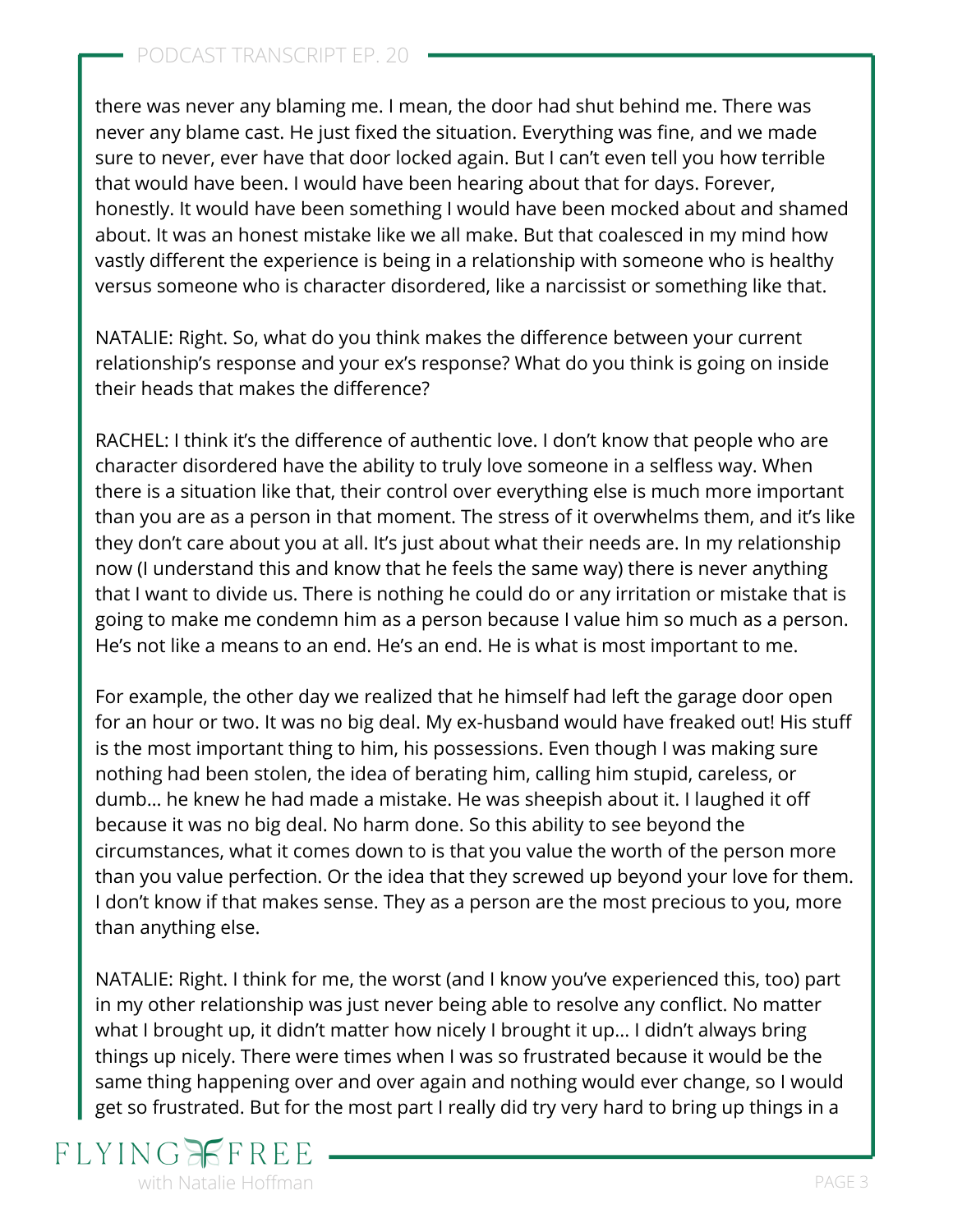there was never any blaming me. I mean, the door had shut behind me. There was never any blame cast. He just fixed the situation. Everything was fine, and we made sure to never, ever have that door locked again. But I can't even tell you how terrible that would have been. I would have been hearing about that for days. Forever, honestly. It would have been something I would have been mocked about and shamed about. It was an honest mistake like we all make. But that coalesced in my mind how vastly different the experience is being in a relationship with someone who is healthy versus someone who is character disordered, like a narcissist or something like that.

NATALIE: Right. So, what do you think makes the difference between your current relationship's response and your ex's response? What do you think is going on inside their heads that makes the difference?

RACHEL: I think it's the difference of authentic love. I don't know that people who are character disordered have the ability to truly love someone in a selfless way. When there is a situation like that, their control over everything else is much more important than you are as a person in that moment. The stress of it overwhelms them, and it's like they don't care about you at all. It's just about what their needs are. In my relationship now (I understand this and know that he feels the same way) there is never anything that I want to divide us. There is nothing he could do or any irritation or mistake that is going to make me condemn him as a person because I value him so much as a person. He's not like a means to an end. He's an end. He is what is most important to me.

For example, the other day we realized that he himself had left the garage door open for an hour or two. It was no big deal. My ex-husband would have freaked out! His stuff is the most important thing to him, his possessions. Even though I was making sure nothing had been stolen, the idea of berating him, calling him stupid, careless, or dumb… he knew he had made a mistake. He was sheepish about it. I laughed it off because it was no big deal. No harm done. So this ability to see beyond the circumstances, what it comes down to is that you value the worth of the person more than you value perfection. Or the idea that they screwed up beyond your love for them. I don't know if that makes sense. They as a person are the most precious to you, more than anything else.

NATALIE: Right. I think for me, the worst (and I know you've experienced this, too) part in my other relationship was just never being able to resolve any conflict. No matter what I brought up, it didn't matter how nicely I brought it up… I didn't always bring things up nicely. There were times when I was so frustrated because it would be the same thing happening over and over again and nothing would ever change, so I would get so frustrated. But for the most part I really did try very hard to bring up things in a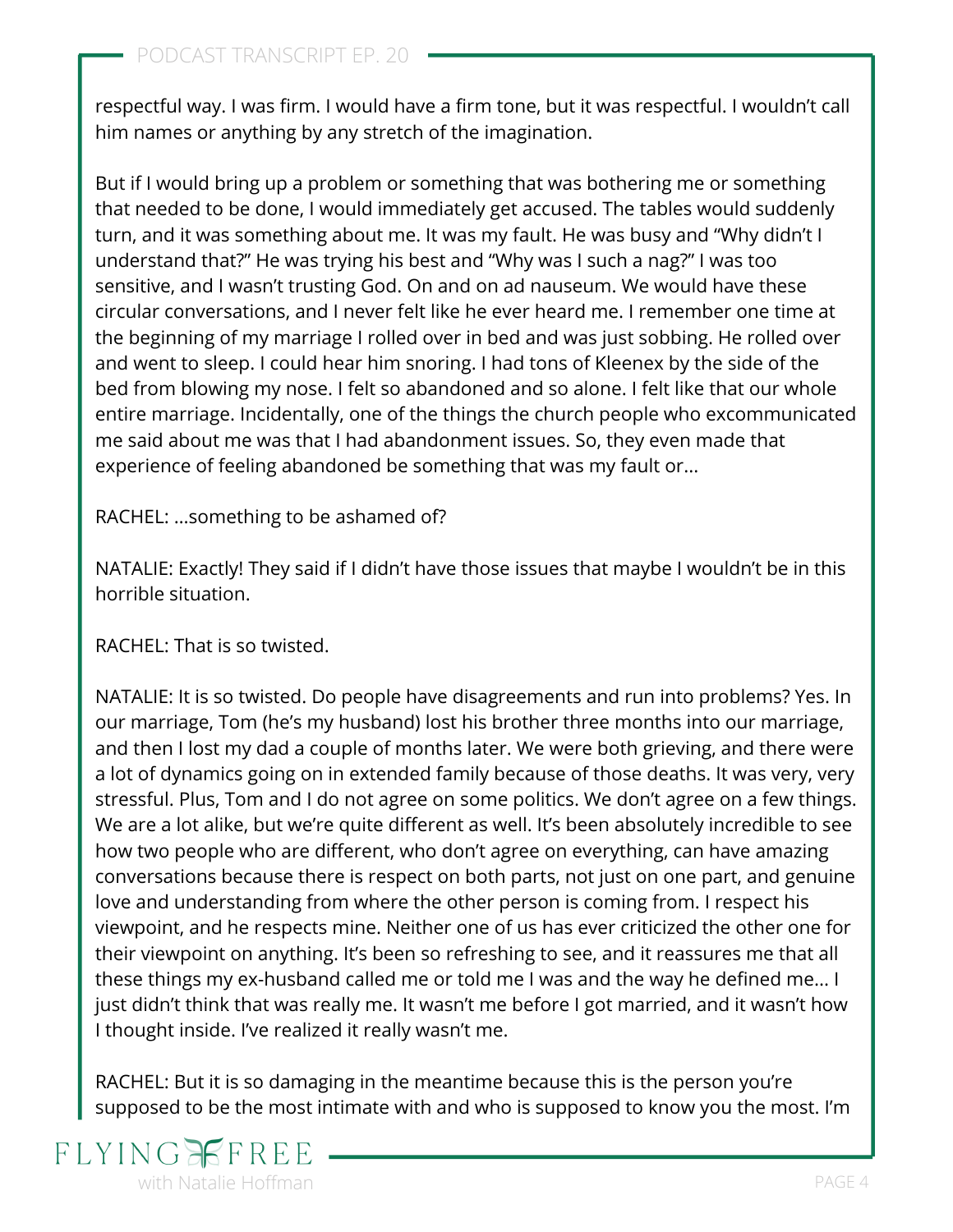respectful way. I was firm. I would have a firm tone, but it was respectful. I wouldn't call him names or anything by any stretch of the imagination.

But if I would bring up a problem or something that was bothering me or something that needed to be done, I would immediately get accused. The tables would suddenly turn, and it was something about me. It was my fault. He was busy and "Why didn't I understand that?" He was trying his best and "Why was I such a nag?" I was too sensitive, and I wasn't trusting God. On and on ad nauseum. We would have these circular conversations, and I never felt like he ever heard me. I remember one time at the beginning of my marriage I rolled over in bed and was just sobbing. He rolled over and went to sleep. I could hear him snoring. I had tons of Kleenex by the side of the bed from blowing my nose. I felt so abandoned and so alone. I felt like that our whole entire marriage. Incidentally, one of the things the church people who excommunicated me said about me was that I had abandonment issues. So, they even made that experience of feeling abandoned be something that was my fault or…

RACHEL: …something to be ashamed of?

NATALIE: Exactly! They said if I didn't have those issues that maybe I wouldn't be in this horrible situation.

RACHEL: That is so twisted.

NATALIE: It is so twisted. Do people have disagreements and run into problems? Yes. In our marriage, Tom (he's my husband) lost his brother three months into our marriage, and then I lost my dad a couple of months later. We were both grieving, and there were a lot of dynamics going on in extended family because of those deaths. It was very, very stressful. Plus, Tom and I do not agree on some politics. We don't agree on a few things. We are a lot alike, but we're quite different as well. It's been absolutely incredible to see how two people who are different, who don't agree on everything, can have amazing conversations because there is respect on both parts, not just on one part, and genuine love and understanding from where the other person is coming from. I respect his viewpoint, and he respects mine. Neither one of us has ever criticized the other one for their viewpoint on anything. It's been so refreshing to see, and it reassures me that all these things my ex-husband called me or told me I was and the way he defined me… I just didn't think that was really me. It wasn't me before I got married, and it wasn't how I thought inside. I've realized it really wasn't me.

RACHEL: But it is so damaging in the meantime because this is the person you're supposed to be the most intimate with and who is supposed to know you the most. I'm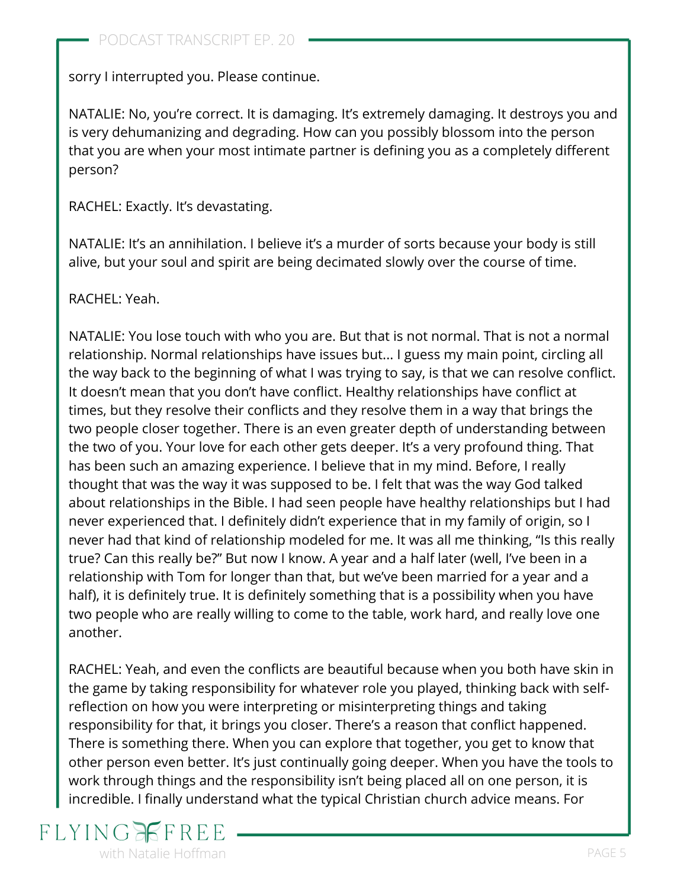sorry I interrupted you. Please continue.

NATALIE: No, you're correct. It is damaging. It's extremely damaging. It destroys you and is very dehumanizing and degrading. How can you possibly blossom into the person that you are when your most intimate partner is defining you as a completely different person?

RACHEL: Exactly. It's devastating.

NATALIE: It's an annihilation. I believe it's a murder of sorts because your body is still alive, but your soul and spirit are being decimated slowly over the course of time.

RACHEL: Yeah.

NATALIE: You lose touch with who you are. But that is not normal. That is not a normal relationship. Normal relationships have issues but... I guess my main point, circling all the way back to the beginning of what I was trying to say, is that we can resolve conflict. It doesn't mean that you don't have conflict. Healthy relationships have conflict at times, but they resolve their conflicts and they resolve them in a way that brings the two people closer together. There is an even greater depth of understanding between the two of you. Your love for each other gets deeper. It's a very profound thing. That has been such an amazing experience. I believe that in my mind. Before, I really thought that was the way it was supposed to be. I felt that was the way God talked about relationships in the Bible. I had seen people have healthy relationships but I had never experienced that. I definitely didn't experience that in my family of origin, so I never had that kind of relationship modeled for me. It was all me thinking, "Is this really true? Can this really be?" But now I know. A year and a half later (well, I've been in a relationship with Tom for longer than that, but we've been married for a year and a half), it is definitely true. It is definitely something that is a possibility when you have two people who are really willing to come to the table, work hard, and really love one another.

RACHEL: Yeah, and even the conflicts are beautiful because when you both have skin in the game by taking responsibility for whatever role you played, thinking back with self-reflection on how you were interpreting or misinterpreting things and taking responsibility for that, it brings you closer. There's a reason that conflict happened. There is something there. When you can explore that together, you get to know that other person even better. It's just continually going deeper. When you have the tools to work through things and the responsibility isn't being placed all on one person, it is incredible. I finally understand what the typical Christian church advice means. For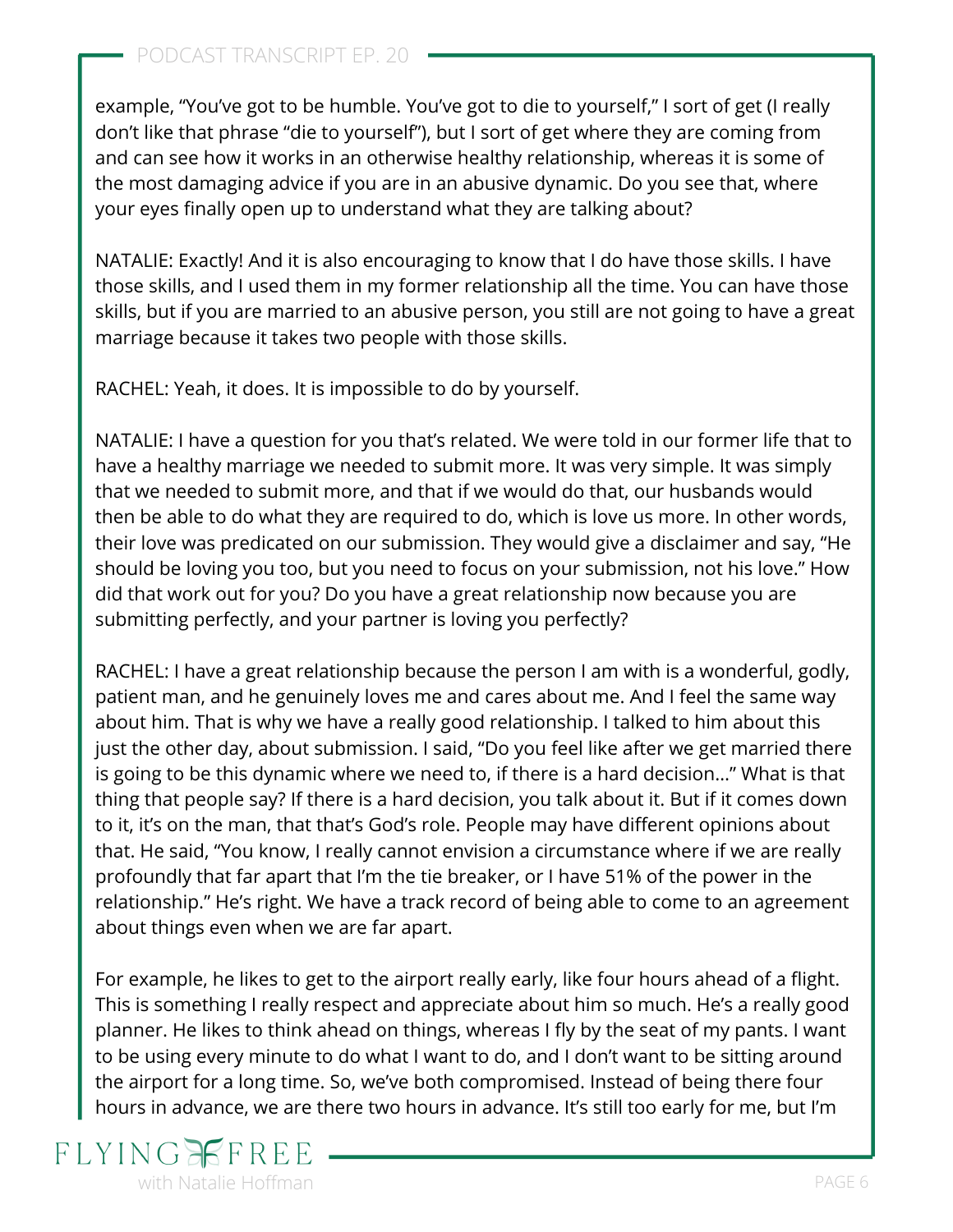example, "You've got to be humble. You've got to die to yourself," I sort of get (I really don't like that phrase "die to yourself"), but I sort of get where they are coming from and can see how it works in an otherwise healthy relationship, whereas it is some of the most damaging advice if you are in an abusive dynamic. Do you see that, where your eyes finally open up to understand what they are talking about?

NATALIE: Exactly! And it is also encouraging to know that I do have those skills. I have those skills, and I used them in my former relationship all the time. You can have those skills, but if you are married to an abusive person, you still are not going to have a great marriage because it takes two people with those skills.

RACHEL: Yeah, it does. It is impossible to do by yourself.

NATALIE: I have a question for you that's related. We were told in our former life that to have a healthy marriage we needed to submit more. It was very simple. It was simply that we needed to submit more, and that if we would do that, our husbands would then be able to do what they are required to do, which is love us more. In other words, their love was predicated on our submission. They would give a disclaimer and say, "He should be loving you too, but you need to focus on your submission, not his love." How did that work out for you? Do you have a great relationship now because you are submitting perfectly, and your partner is loving you perfectly?

RACHEL: I have a great relationship because the person I am with is a wonderful, godly, patient man, and he genuinely loves me and cares about me. And I feel the same way about him. That is why we have a really good relationship. I talked to him about this just the other day, about submission. I said, "Do you feel like after we get married there is going to be this dynamic where we need to, if there is a hard decision…" What is that thing that people say? If there is a hard decision, you talk about it. But if it comes down to it, it's on the man, that that's God's role. People may have different opinions about that. He said, "You know, I really cannot envision a circumstance where if we are really profoundly that far apart that I'm the tie breaker, or I have 51% of the power in the relationship." He's right. We have a track record of being able to come to an agreement about things even when we are far apart.

For example, he likes to get to the airport really early, like four hours ahead of a flight. This is something I really respect and appreciate about him so much. He's a really good planner. He likes to think ahead on things, whereas I fly by the seat of my pants. I want to be using every minute to do what I want to do, and I don't want to be sitting around the airport for a long time. So, we've both compromised. Instead of being there four hours in advance, we are there two hours in advance. It's still too early for me, but I'm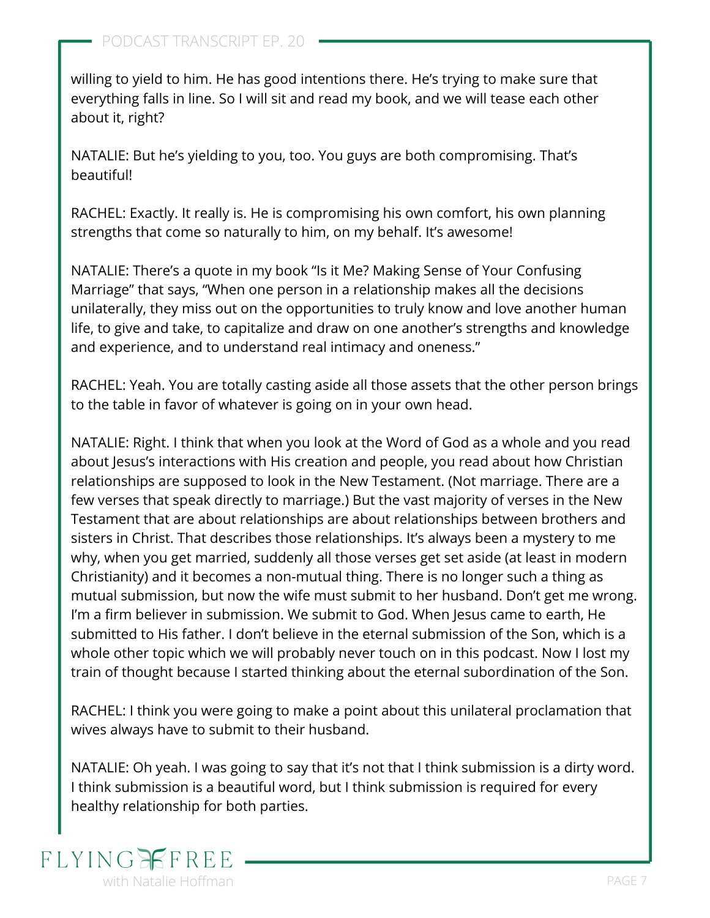willing to yield to him. He has good intentions there. He's trying to make sure that everything falls in line. So I will sit and read my book, and we will tease each other about it, right?

NATALIE: But he's yielding to you, too. You guys are both compromising. That's beautiful!

RACHEL: Exactly. It really is. He is compromising his own comfort, his own planning strengths that come so naturally to him, on my behalf. It's awesome!

NATALIE: There's a quote in my book "Is it Me? Making Sense of Your Confusing Marriage" that says, "When one person in a relationship makes all the decisions unilaterally, they miss out on the opportunities to truly know and love another human life, to give and take, to capitalize and draw on one another's strengths and knowledge and experience, and to understand real intimacy and oneness."

RACHEL: Yeah. You are totally casting aside all those assets that the other person brings to the table in favor of whatever is going on in your own head.

NATALIE: Right. I think that when you look at the Word of God as a whole and you read about Jesus's interactions with His creation and people, you read about how Christian relationships are supposed to look in the New Testament. (Not marriage. There are a few verses that speak directly to marriage.) But the vast majority of verses in the New Testament that are about relationships are about relationships between brothers and sisters in Christ. That describes those relationships. It's always been a mystery to me why, when you get married, suddenly all those verses get set aside (at least in modern Christianity) and it becomes a non-mutual thing. There is no longer such a thing as mutual submission, but now the wife must submit to her husband. Don't get me wrong. I'm a firm believer in submission. We submit to God. When Jesus came to earth, He submitted to His father. I don't believe in the eternal submission of the Son, which is a whole other topic which we will probably never touch on in this podcast. Now I lost my train of thought because I started thinking about the eternal subordination of the Son.

RACHEL: I think you were going to make a point about this unilateral proclamation that wives always have to submit to their husband.

NATALIE: Oh yeah. I was going to say that it's not that I think submission is a dirty word. I think submission is a beautiful word, but I think submission is required for every healthy relationship for both parties.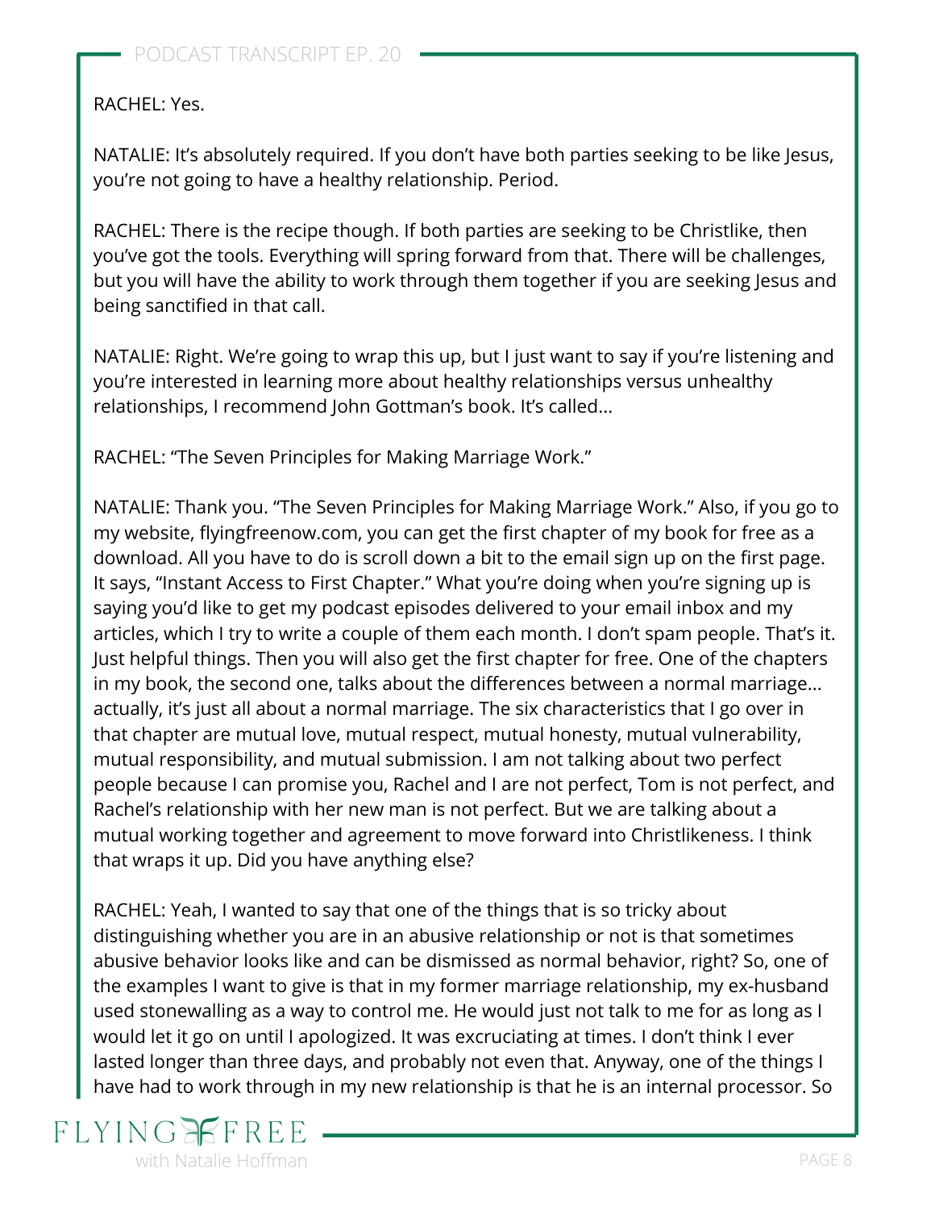RACHEL: Yes.

NATALIE: It's absolutely required. If you don't have both parties seeking to be like Jesus, you're not going to have a healthy relationship. Period.

RACHEL: There is the recipe though. If both parties are seeking to be Christlike, then you've got the tools. Everything will spring forward from that. There will be challenges, but you will have the ability to work through them together if you are seeking Jesus and being sanctified in that call.

NATALIE: Right. We're going to wrap this up, but I just want to say if you're listening and you're interested in learning more about healthy relationships versus unhealthy relationships, I recommend John Gottman's book. It's called…

RACHEL: "The Seven Principles for Making Marriage Work."

NATALIE: Thank you. "The Seven Principles for Making Marriage Work." Also, if you go to my website, flyingfreenow.com, you can get the first chapter of my book for free as a download. All you have to do is scroll down a bit to the email sign up on the first page. It says, "Instant Access to First Chapter." What you're doing when you're signing up is saying you'd like to get my podcast episodes delivered to your email inbox and my articles, which I try to write a couple of them each month. I don't spam people. That's it. Just helpful things. Then you will also get the first chapter for free. One of the chapters in my book, the second one, talks about the differences between a normal marriage… actually, it's just all about a normal marriage. The six characteristics that I go over in that chapter are mutual love, mutual respect, mutual honesty, mutual vulnerability, mutual responsibility, and mutual submission. I am not talking about two perfect people because I can promise you, Rachel and I are not perfect, Tom is not perfect, and Rachel's relationship with her new man is not perfect. But we are talking about a mutual working together and agreement to move forward into Christlikeness. I think that wraps it up. Did you have anything else?

RACHEL: Yeah, I wanted to say that one of the things that is so tricky about distinguishing whether you are in an abusive relationship or not is that sometimes abusive behavior looks like and can be dismissed as normal behavior, right? So, one of the examples I want to give is that in my former marriage relationship, my ex-husband used stonewalling as a way to control me. He would just not talk to me for as long as I would let it go on until I apologized. It was excruciating at times. I don't think I ever lasted longer than three days, and probably not even that. Anyway, one of the things I have had to work through in my new relationship is that he is an internal processor. So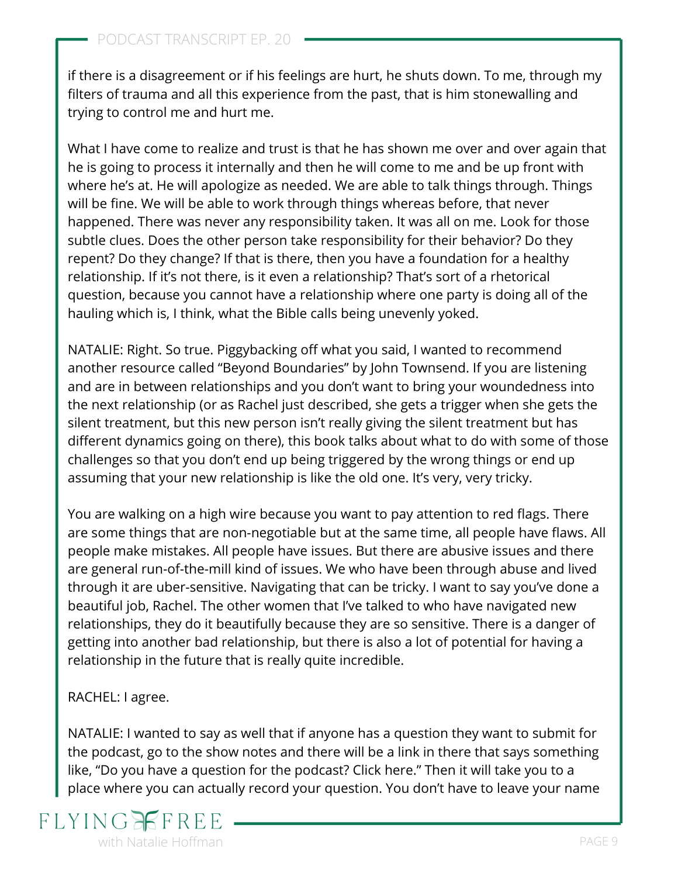if there is a disagreement or if his feelings are hurt, he shuts down. To me, through my filters of trauma and all this experience from the past, that is him stonewalling and trying to control me and hurt me.

What I have come to realize and trust is that he has shown me over and over again that he is going to process it internally and then he will come to me and be up front with where he's at. He will apologize as needed. We are able to talk things through. Things will be fine. We will be able to work through things whereas before, that never happened. There was never any responsibility taken. It was all on me. Look for those subtle clues. Does the other person take responsibility for their behavior? Do they repent? Do they change? If that is there, then you have a foundation for a healthy relationship. If it's not there, is it even a relationship? That's sort of a rhetorical question, because you cannot have a relationship where one party is doing all of the hauling which is, I think, what the Bible calls being unevenly yoked.

NATALIE: Right. So true. Piggybacking off what you said, I wanted to recommend another resource called "Beyond Boundaries" by John Townsend. If you are listening and are in between relationships and you don't want to bring your woundedness into the next relationship (or as Rachel just described, she gets a trigger when she gets the silent treatment, but this new person isn't really giving the silent treatment but has different dynamics going on there), this book talks about what to do with some of those challenges so that you don't end up being triggered by the wrong things or end up assuming that your new relationship is like the old one. It's very, very tricky.

You are walking on a high wire because you want to pay attention to red flags. There are some things that are non-negotiable but at the same time, all people have flaws. All people make mistakes. All people have issues. But there are abusive issues and there are general run-of-the-mill kind of issues. We who have been through abuse and lived through it are uber-sensitive. Navigating that can be tricky. I want to say you've done a beautiful job, Rachel. The other women that I've talked to who have navigated new relationships, they do it beautifully because they are so sensitive. There is a danger of getting into another bad relationship, but there is also a lot of potential for having a relationship in the future that is really quite incredible.

RACHEL: I agree.

NATALIE: I wanted to say as well that if anyone has a question they want to submit for the podcast, go to the show notes and there will be a link in there that says something like, "Do you have a question for the podcast? Click here." Then it will take you to a place where you can actually record your question. You don't have to leave your name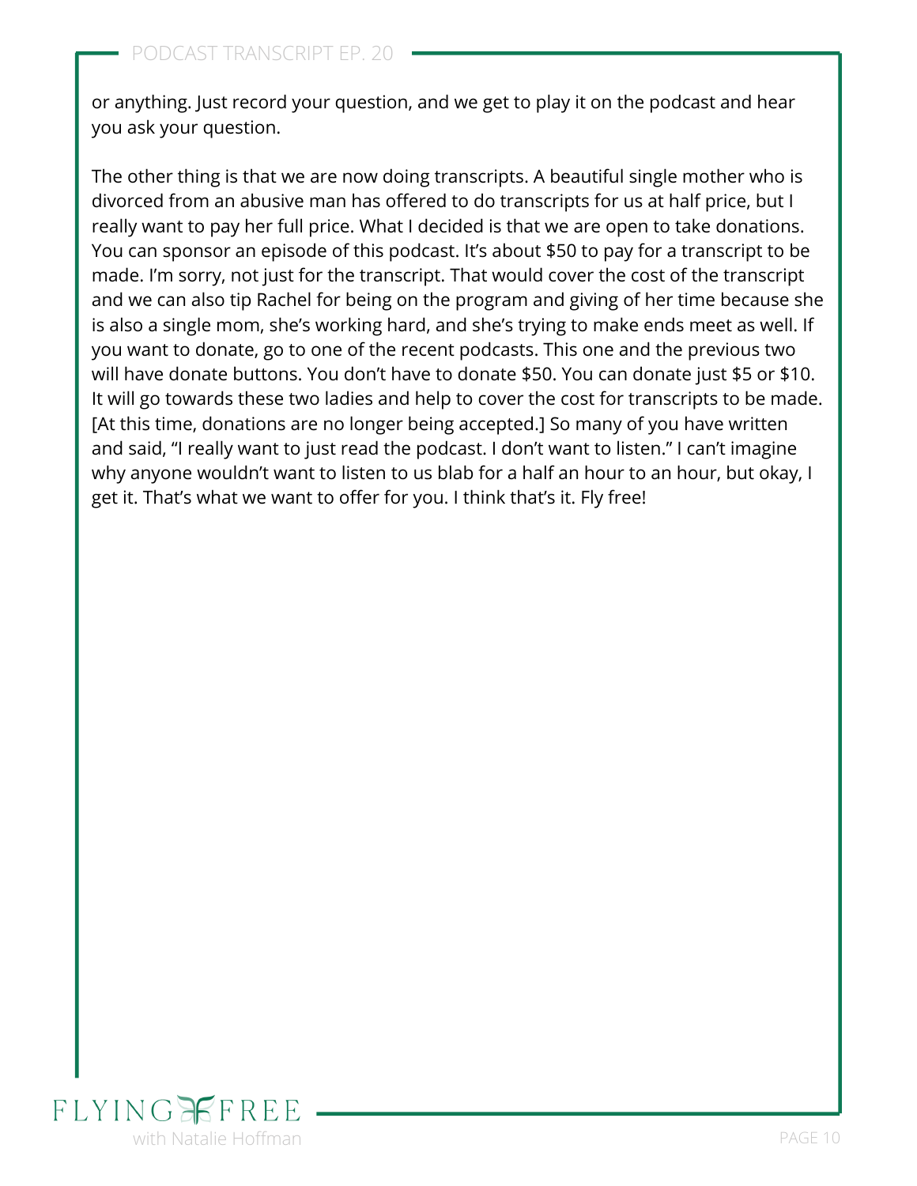or anything. Just record your question, and we get to play it on the podcast and hear you ask your question.

The other thing is that we are now doing transcripts. A beautiful single mother who is divorced from an abusive man has offered to do transcripts for us at half price, but I really want to pay her full price. What I decided is that we are open to take donations. You can sponsor an episode of this podcast. It's about $50 to pay for a transcript to be made. I'm sorry, not just for the transcript. That would cover the cost of the transcript and we can also tip Rachel for being on the program and giving of her time because she is also a single mom, she's working hard, and she's trying to make ends meet as well. If you want to donate, go to one of the recent podcasts. This one and the previous two will have donate buttons. You don't have to donate $50. You can donate just $5 or $10. It will go towards these two ladies and help to cover the cost for transcripts to be made. [At this time, donations are no longer being accepted.] So many of you have written and said, "I really want to just read the podcast. I don't want to listen." I can't imagine why anyone wouldn't want to listen to us blab for a half an hour to an hour, but okay, I get it. That's what we want to offer for you. I think that's it. Fly free!